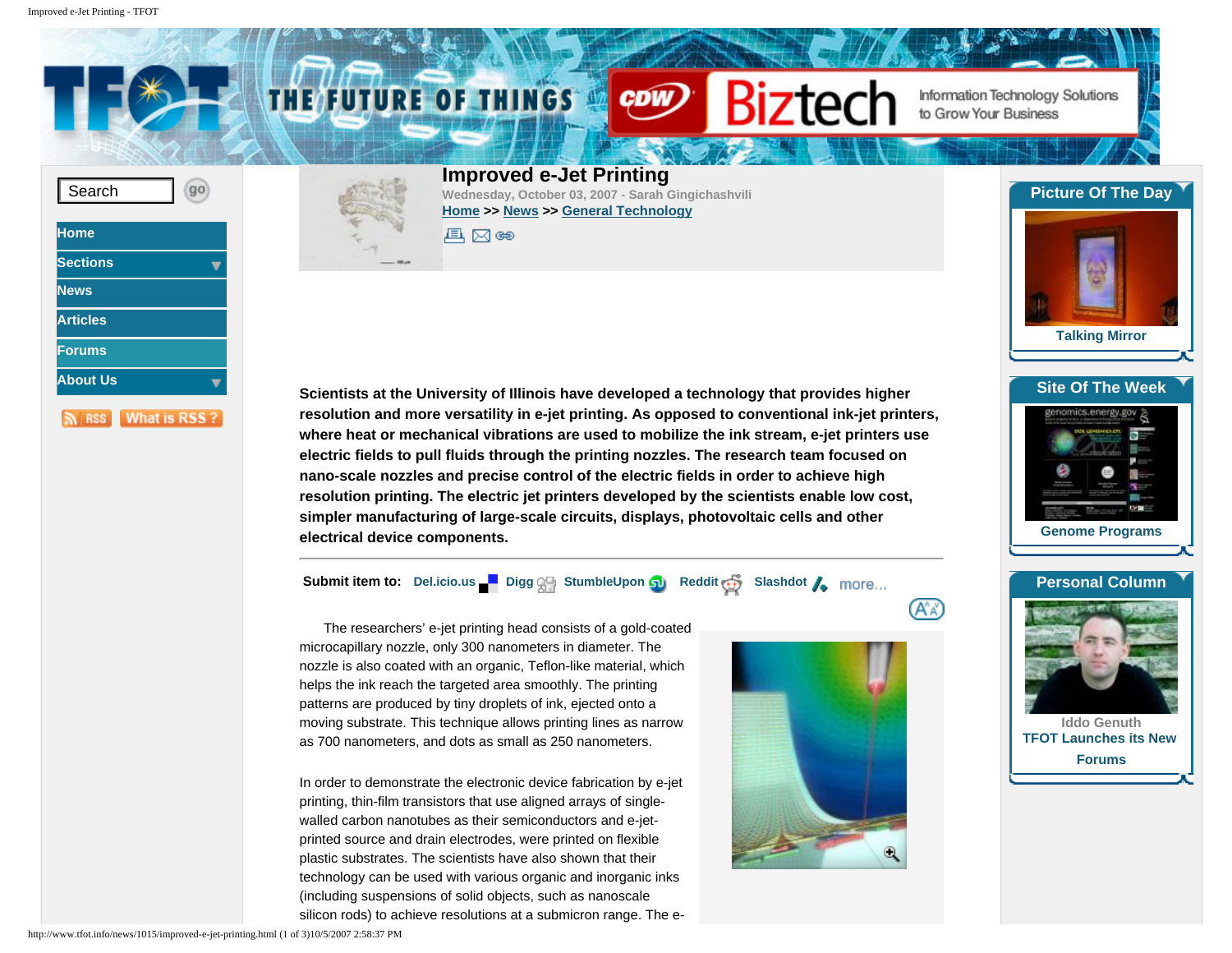# Improved e-Jet Printing

Wednesday, October 03, 2007 - Sarah Gingichashvili

Home >> News >> General Technology

**Scientists at the University of Illinois have developed a technology that provides higher resolution and more versatility in e-jet printing. As opposed to conventional ink-jet printers, where heat or mechanical vibrations are used to mobilize the ink stream, e-jet printers use electric fields to pull fluids through the printing nozzles. The research team focused on nano-scale nozzles and precise control of the electric fields in order to achieve high resolution printing. The electric jet printers developed by the scientists enable low cost, simpler manufacturing of large-scale circuits, displays, photovoltaic cells and other electrical device components.**

**Submit item to:** Del.icio.us Digg StumbleUpon Reddit Slashdot more...

The researchers' e-jet printing head consists of a gold-coated microcapillary nozzle, only 300 nanometers in diameter. The nozzle is also coated with an organic, Teflon-like material, which helps the ink reach the targeted area smoothly. The printing patterns are produced by tiny droplets of ink, ejected onto a moving substrate. This technique allows printing lines as narrow as 700 nanometers, and dots as small as 250 nanometers.

In order to demonstrate the electronic device fabrication by e-jet printing, thin-film transistors that use aligned arrays of single-walled carbon nanotubes as their semiconductors and e-jet-printed source and drain electrodes, were printed on flexible plastic substrates. The scientists have also shown that their technology can be used with various organic and inorganic inks (including suspensions of solid objects, such as nanoscale silicon rods) to achieve resolutions at a submicron range. The e-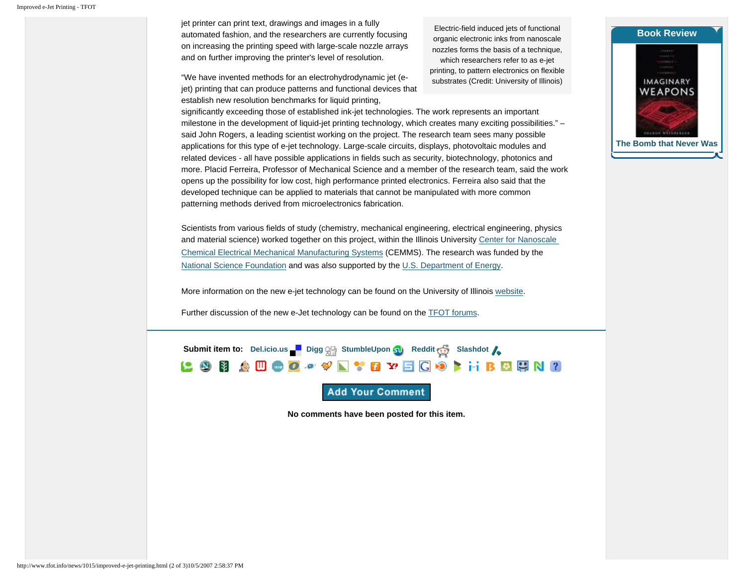jet printer can print text, drawings and images in a fully automated fashion, and the researchers are currently focusing on increasing the printing speed with large-scale nozzle arrays and on further improving the printer's level of resolution.

Electric-field induced jets of functional organic electronic inks from nanoscale nozzles forms the basis of a technique, which researchers refer to as e-jet printing, to pattern electronics on flexible substrates (Credit: University of Illinois)

“We have invented methods for an electrohydrodynamic jet (e-jet) printing that can produce patterns and functional devices that establish new resolution benchmarks for liquid printing, significantly exceeding those of established ink-jet technologies. The work represents an important milestone in the development of liquid-jet printing technology, which creates many exciting possibilities.” – said John Rogers, a leading scientist working on the project. The research team sees many possible applications for this type of e-jet technology. Large-scale circuits, displays, photovoltaic modules and related devices - all have possible applications in fields such as security, biotechnology, photonics and more. Placid Ferreira, Professor of Mechanical Science and a member of the research team, said the work opens up the possibility for low cost, high performance printed electronics. Ferreira also said that the developed technique can be applied to materials that cannot be manipulated with more common patterning methods derived from microelectronics fabrication.

Scientists from various fields of study (chemistry, mechanical engineering, electrical engineering, physics and material science) worked together on this project, within the Illinois University Center for Nanoscale Chemical Electrical Mechanical Manufacturing Systems (CEMMS). The research was funded by the National Science Foundation and was also supported by the U.S. Department of Energy.

More information on the new e-jet technology can be found on the University of Illinois website.

Further discussion of the new e-Jet technology can be found on the TFOT forums.

**Submit item to:** Del.icio.us Digg StumbleUpon Reddit Slashdot

Add Your Comment

**No comments have been posted for this item.**

**Book Review**

**The Bomb that Never Was**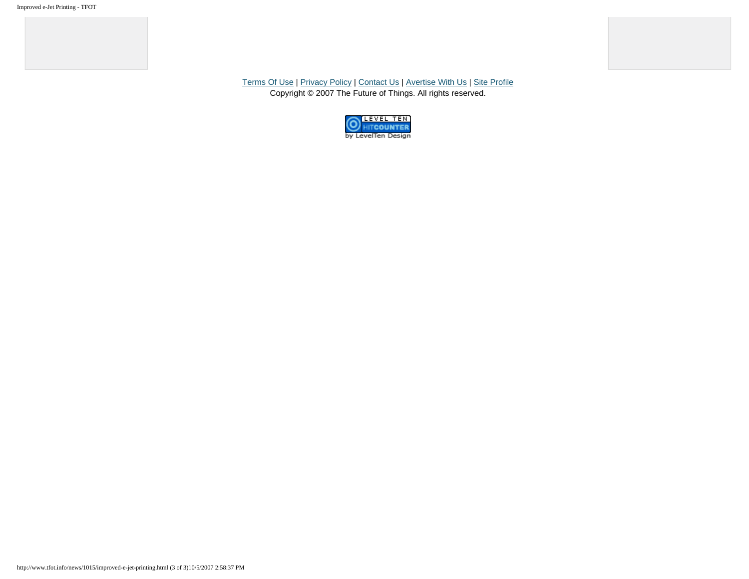Terms Of Use | Privacy Policy | Contact Us | Avertise With Us | Site Profile

Copyright © 2007 The Future of Things. All rights reserved.